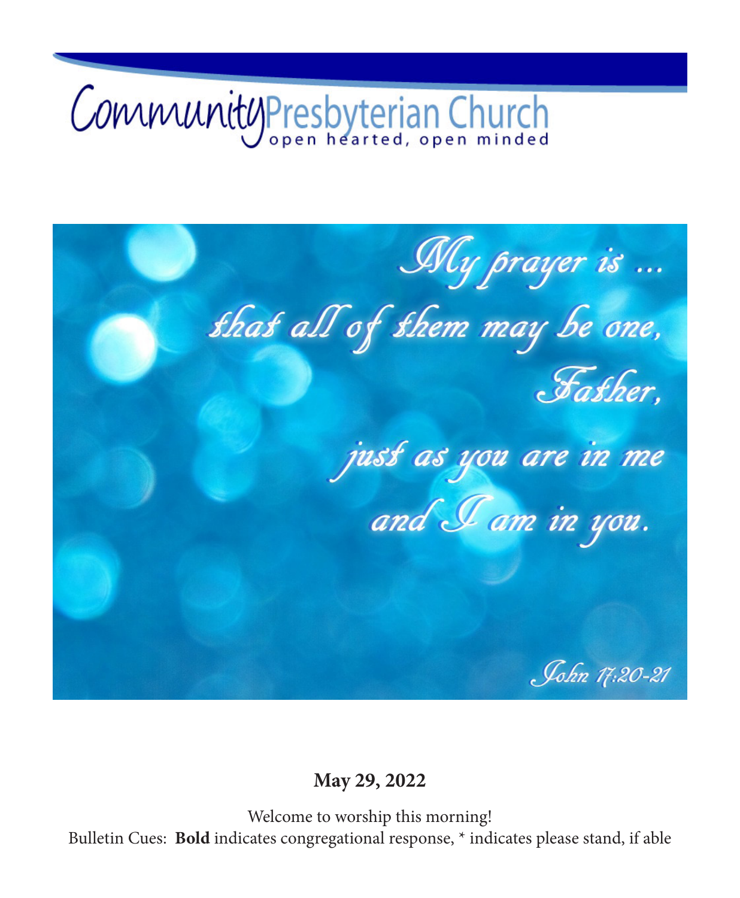# Community Presbyterian Church

open hearted, open minded

*My prayer is …*
*that all of them may be one,*
*Father,*
*just as you are in me*
*and I am in you.*

*John 17:20-21*

**May 29, 2022**

Welcome to worship this morning!

Bulletin Cues: **Bold** indicates congregational response, * indicates please stand, if able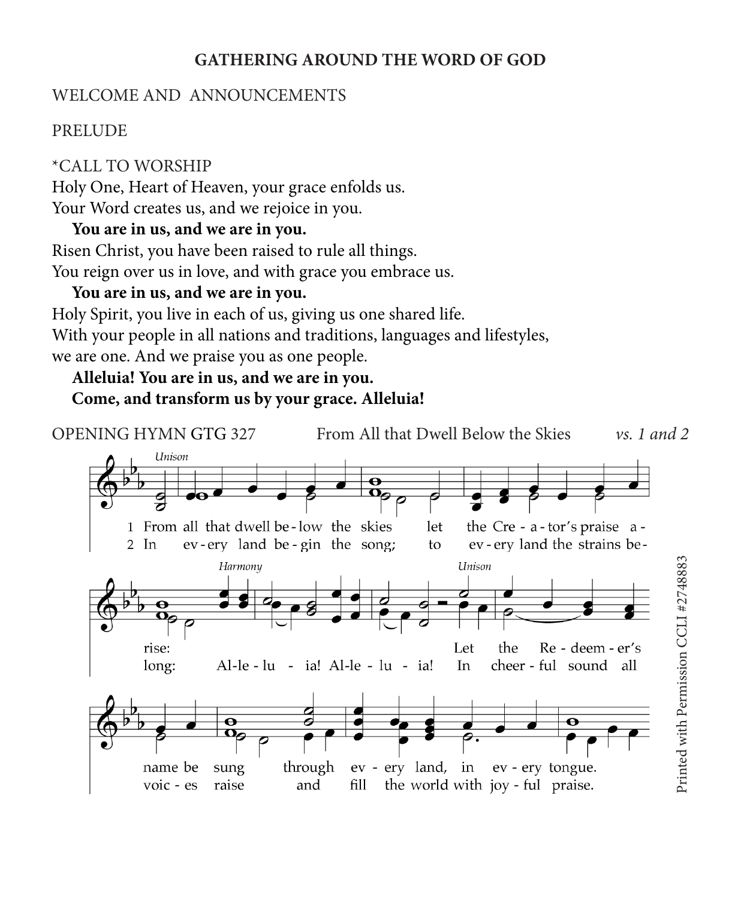## GATHERING AROUND THE WORD OF GOD

WELCOME AND ANNOUNCEMENTS

PRELUDE

*CALL TO WORSHIP

Holy One, Heart of Heaven, your grace enfolds us.
Your Word creates us, and we rejoice in you.

**You are in us, and we are in you.**

Risen Christ, you have been raised to rule all things.
You reign over us in love, and with grace you embrace us.

**You are in us, and we are in you.**

Holy Spirit, you live in each of us, giving us one shared life.
With your people in all nations and traditions, languages and lifestyles,
we are one. And we praise you as one people.

**Alleluia! You are in us, and we are in you.**
**Come, and transform us by your grace. Alleluia!**

OPENING HYMN GTG 327 From All that Dwell Below the Skies *vs. 1 and 2*

*Unison*

1 From all that dwell below the skies let the Creator's praise arise:
2 In every land begin the song; to every land the strains belong:

*Harmony*

Alleluia! Alleluia!

*Unison*

Let the Redeemer's name be sung through every land, in every tongue.
In cheerful sound all voices raise and fill the world with joyful praise.

Printed with Permission CCLI #2748883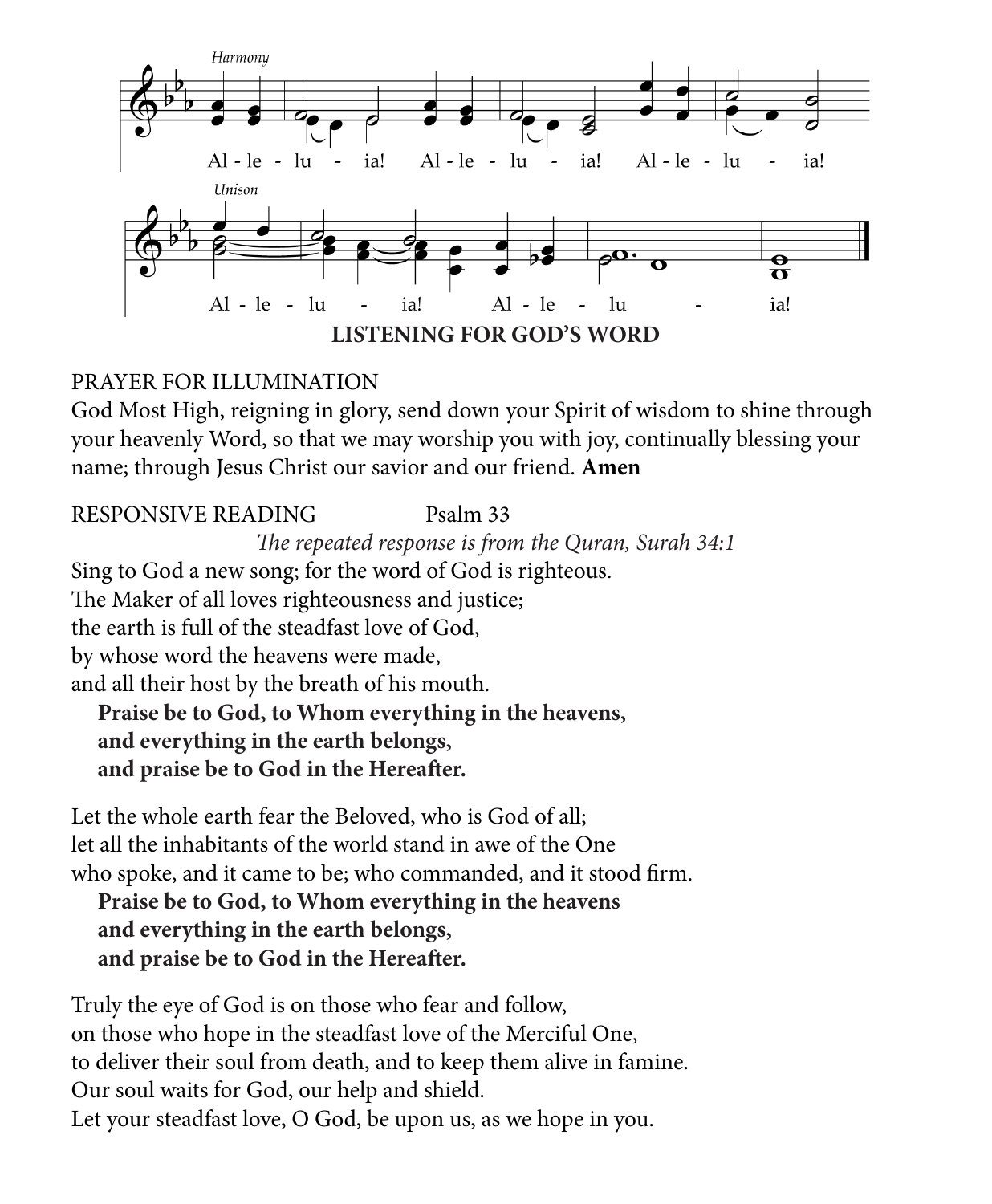*Harmony*

Al - le - lu - ia! Al - le - lu - ia! Al - le - lu - ia!

*Unison*

Al - le - lu - ia! Al - le - lu - ia!

## LISTENING FOR GOD'S WORD

PRAYER FOR ILLUMINATION

God Most High, reigning in glory, send down your Spirit of wisdom to shine through your heavenly Word, so that we may worship you with joy, continually blessing your name; through Jesus Christ our savior and our friend. **Amen**

RESPONSIVE READING Psalm 33

*The repeated response is from the Quran, Surah 34:1*

Sing to God a new song; for the word of God is righteous.
The Maker of all loves righteousness and justice;
the earth is full of the steadfast love of God,
by whose word the heavens were made,
and all their host by the breath of his mouth.

**Praise be to God, to Whom everything in the heavens,**
**and everything in the earth belongs,**
**and praise be to God in the Hereafter.**

Let the whole earth fear the Beloved, who is God of all;
let all the inhabitants of the world stand in awe of the One
who spoke, and it came to be; who commanded, and it stood firm.

**Praise be to God, to Whom everything in the heavens**
**and everything in the earth belongs,**
**and praise be to God in the Hereafter.**

Truly the eye of God is on those who fear and follow,
on those who hope in the steadfast love of the Merciful One,
to deliver their soul from death, and to keep them alive in famine.
Our soul waits for God, our help and shield.
Let your steadfast love, O God, be upon us, as we hope in you.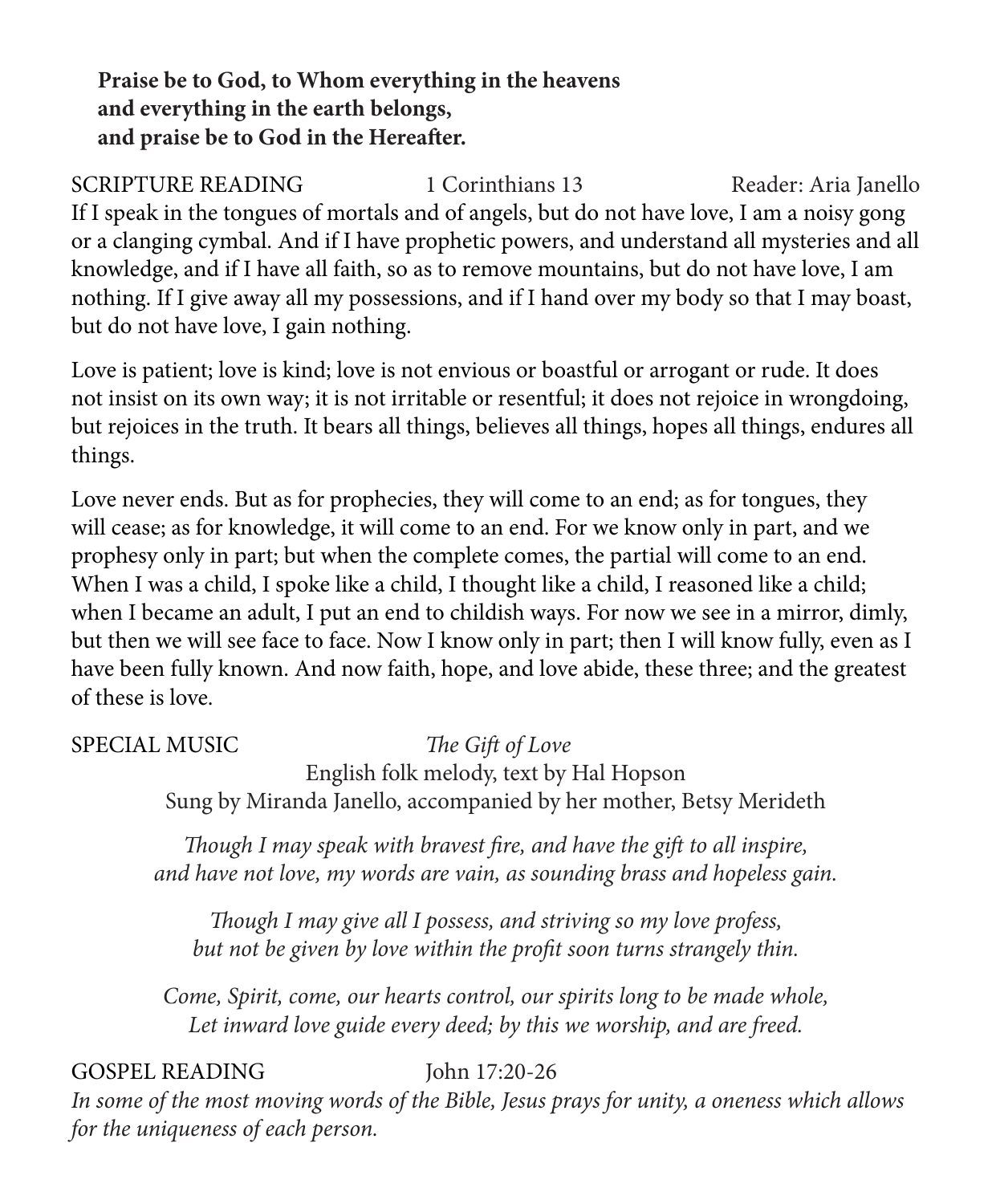**Praise be to God, to Whom everything in the heavens**
**and everything in the earth belongs,**
**and praise be to God in the Hereafter.**

SCRIPTURE READING 1 Corinthians 13 Reader: Aria Janello

If I speak in the tongues of mortals and of angels, but do not have love, I am a noisy gong or a clanging cymbal. And if I have prophetic powers, and understand all mysteries and all knowledge, and if I have all faith, so as to remove mountains, but do not have love, I am nothing. If I give away all my possessions, and if I hand over my body so that I may boast, but do not have love, I gain nothing.

Love is patient; love is kind; love is not envious or boastful or arrogant or rude. It does not insist on its own way; it is not irritable or resentful; it does not rejoice in wrongdoing, but rejoices in the truth. It bears all things, believes all things, hopes all things, endures all things.

Love never ends. But as for prophecies, they will come to an end; as for tongues, they will cease; as for knowledge, it will come to an end. For we know only in part, and we prophesy only in part; but when the complete comes, the partial will come to an end. When I was a child, I spoke like a child, I thought like a child, I reasoned like a child; when I became an adult, I put an end to childish ways. For now we see in a mirror, dimly, but then we will see face to face. Now I know only in part; then I will know fully, even as I have been fully known. And now faith, hope, and love abide, these three; and the greatest of these is love.

SPECIAL MUSIC *The Gift of Love*

English folk melody, text by Hal Hopson
Sung by Miranda Janello, accompanied by her mother, Betsy Merideth

*Though I may speak with bravest fire, and have the gift to all inspire,*
*and have not love, my words are vain, as sounding brass and hopeless gain.*

*Though I may give all I possess, and striving so my love profess,*
*but not be given by love within the profit soon turns strangely thin.*

*Come, Spirit, come, our hearts control, our spirits long to be made whole,*
*Let inward love guide every deed; by this we worship, and are freed.*

GOSPEL READING John 17:20-26

*In some of the most moving words of the Bible, Jesus prays for unity, a oneness which allows for the uniqueness of each person.*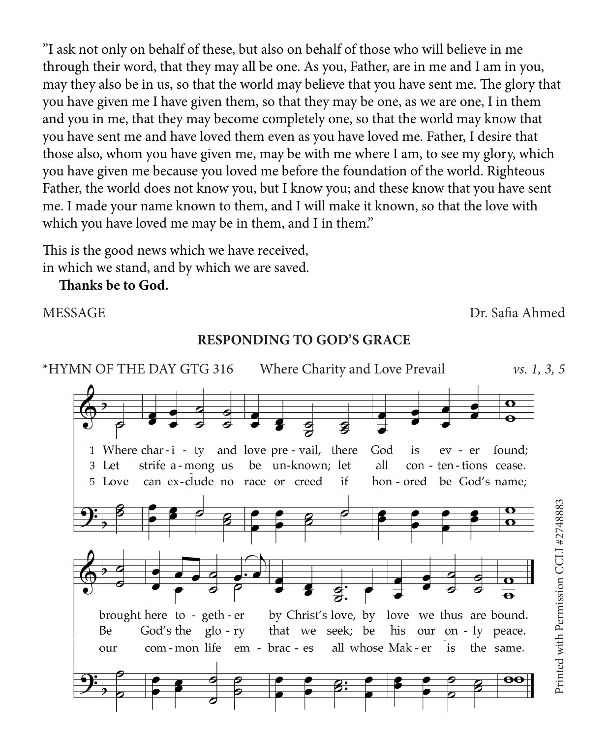"I ask not only on behalf of these, but also on behalf of those who will believe in me through their word, that they may all be one. As you, Father, are in me and I am in you, may they also be in us, so that the world may believe that you have sent me. The glory that you have given me I have given them, so that they may be one, as we are one, I in them and you in me, that they may become completely one, so that the world may know that you have sent me and have loved them even as you have loved me. Father, I desire that those also, whom you have given me, may be with me where I am, to see my glory, which you have given me because you loved me before the foundation of the world. Righteous Father, the world does not know you, but I know you; and these know that you have sent me. I made your name known to them, and I will make it known, so that the love with which you have loved me may be in them, and I in them."

This is the good news which we have received,
in which we stand, and by which we are saved.
**Thanks be to God.**

MESSAGE — Dr. Safia Ahmed

## RESPONDING TO GOD'S GRACE

*HYMN OF THE DAY GTG 316 — Where Charity and Love Prevail — *vs. 1, 3, 5*

1 Where charity and love prevail, there God is ever found;
brought here together by Christ's love, by love we thus are bound.

3 Let strife among us be unknown; let all contentions cease.
Be God's the glory that we seek; be his our only peace.

5 Love can exclude no race or creed if honored be God's name;
our common life embraces all whose Maker is the same.

Printed with Permission CCLI #2748883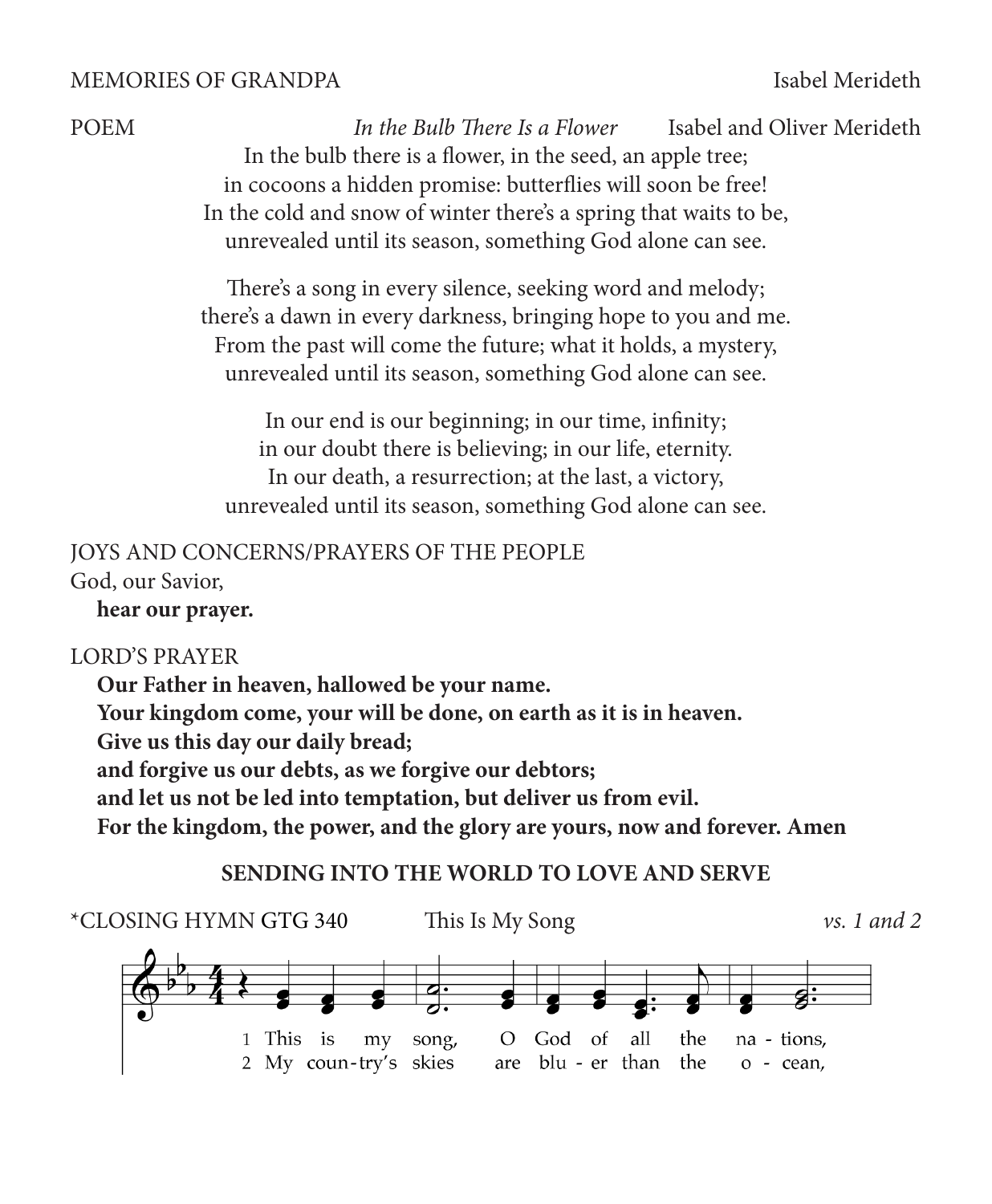MEMORIES OF GRANDPA Isabel Merideth

POEM *In the Bulb There Is a Flower* Isabel and Oliver Merideth

In the bulb there is a flower, in the seed, an apple tree;
in cocoons a hidden promise: butterflies will soon be free!
In the cold and snow of winter there's a spring that waits to be,
unrevealed until its season, something God alone can see.

There's a song in every silence, seeking word and melody;
there's a dawn in every darkness, bringing hope to you and me.
From the past will come the future; what it holds, a mystery,
unrevealed until its season, something God alone can see.

In our end is our beginning; in our time, infinity;
in our doubt there is believing; in our life, eternity.
In our death, a resurrection; at the last, a victory,
unrevealed until its season, something God alone can see.

JOYS AND CONCERNS/PRAYERS OF THE PEOPLE

God, our Savior,
**hear our prayer.**

LORD'S PRAYER

**Our Father in heaven, hallowed be your name.**
**Your kingdom come, your will be done, on earth as it is in heaven.**
**Give us this day our daily bread;**
**and forgive us our debts, as we forgive our debtors;**
**and let us not be led into temptation, but deliver us from evil.**
**For the kingdom, the power, and the glory are yours, now and forever. Amen**

**SENDING INTO THE WORLD TO LOVE AND SERVE**

*CLOSING HYMN GTG 340 This Is My Song *vs. 1 and 2*

1 This is my song, O God of all the na - tions,
2 My coun - try's skies are blu - er than the o - cean,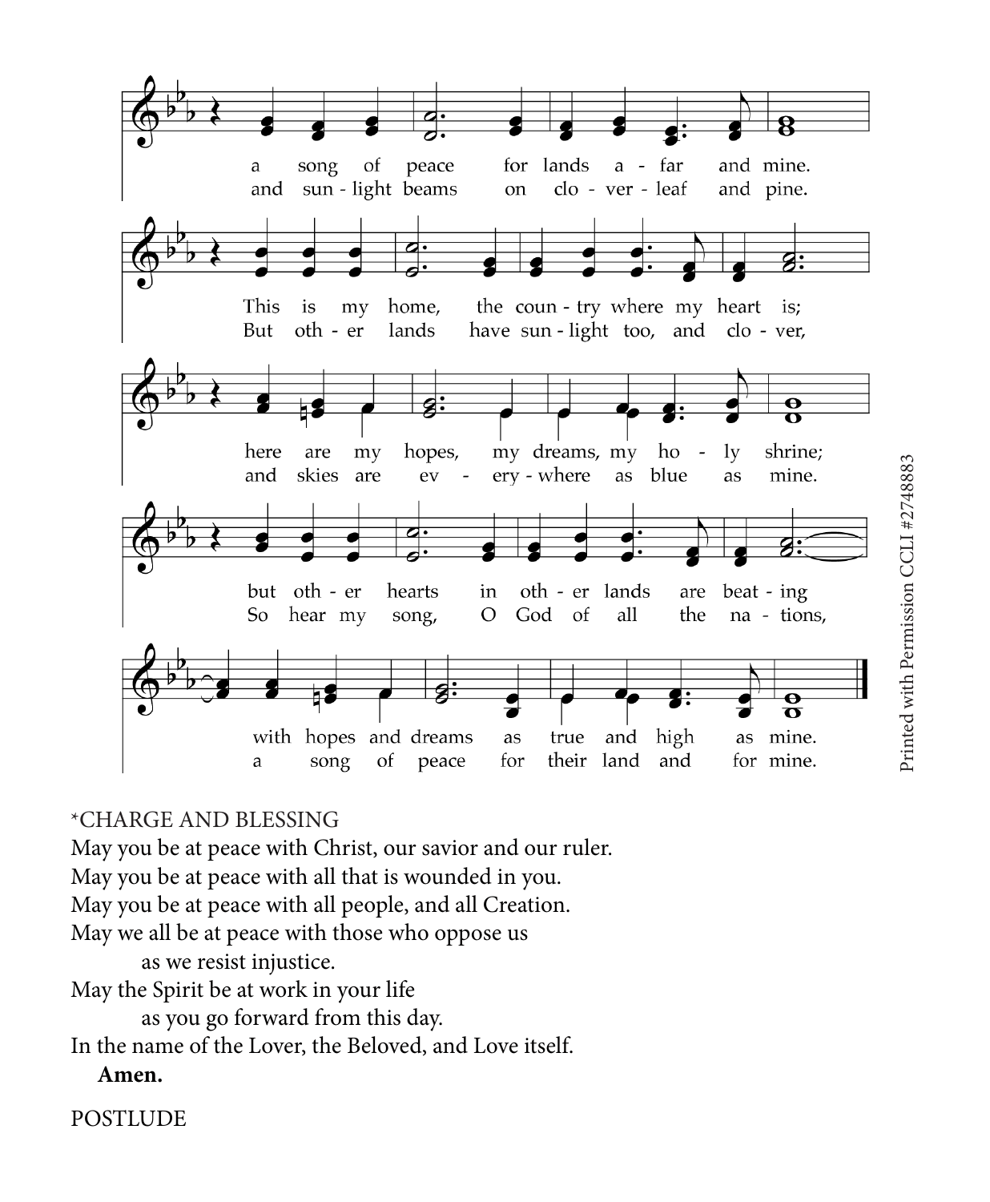a song of peace for lands afar and mine.
and sun-light beams on clo-ver-leaf and pine.

This is my home, the coun-try where my heart is;
But oth-er lands have sun-light too, and clo-ver,

here are my hopes, my dreams, my ho-ly shrine;
and skies are ev-ery-where as blue as mine.

but oth-er hearts in oth-er lands are beat-ing
So hear my song, O God of all the na-tions,

with hopes and dreams as true and high as mine.
a song of peace for their land and for mine.

Printed with Permission CCLI #2748883

*CHARGE AND BLESSING

May you be at peace with Christ, our savior and our ruler.
May you be at peace with all that is wounded in you.
May you be at peace with all people, and all Creation.
May we all be at peace with those who oppose us
as we resist injustice.
May the Spirit be at work in your life
as you go forward from this day.
In the name of the Lover, the Beloved, and Love itself.
**Amen.**

POSTLUDE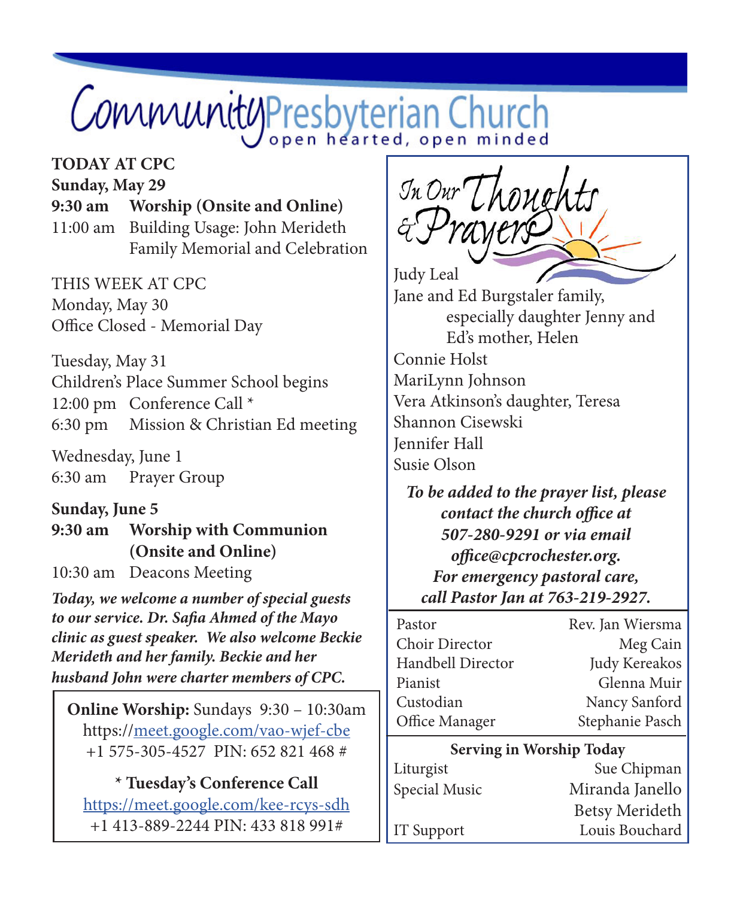# Community Presbyterian Church

open hearted, open minded

**TODAY AT CPC**
**Sunday, May 29**
**9:30 am Worship (Onsite and Online)**
11:00 am Building Usage: John Merideth Family Memorial and Celebration

THIS WEEK AT CPC
Monday, May 30
Office Closed - Memorial Day

Tuesday, May 31
Children's Place Summer School begins
12:00 pm Conference Call *
6:30 pm Mission & Christian Ed meeting

Wednesday, June 1
6:30 am Prayer Group

**Sunday, June 5**
**9:30 am Worship with Communion (Onsite and Online)**
10:30 am Deacons Meeting

***Today, we welcome a number of special guests to our service. Dr. Safia Ahmed of the Mayo clinic as guest speaker. We also welcome Beckie Merideth and her family. Beckie and her husband John were charter members of CPC.***

**Online Worship:** Sundays 9:30 – 10:30am
https://meet.google.com/vao-wjef-cbe
+1 575-305-4527 PIN: 652 821 468 #

**\* Tuesday's Conference Call**
https://meet.google.com/kee-rcys-sdh
+1 413-889-2244 PIN: 433 818 991#

## In Our Thoughts & Prayers

Judy Leal
Jane and Ed Burgstaler family, especially daughter Jenny and Ed's mother, Helen
Connie Holst
MariLynn Johnson
Vera Atkinson's daughter, Teresa
Shannon Cisewski
Jennifer Hall
Susie Olson

***To be added to the prayer list, please contact the church office at 507-280-9291 or via email office@cpcrochester.org. For emergency pastoral care, call Pastor Jan at 763-219-2927.***

| | |
|---|---|
| Pastor | Rev. Jan Wiersma |
| Choir Director | Meg Cain |
| Handbell Director | Judy Kereakos |
| Pianist | Glenna Muir |
| Custodian | Nancy Sanford |
| Office Manager | Stephanie Pasch |

**Serving in Worship Today**

| | |
|---|---|
| Liturgist | Sue Chipman |
| Special Music | Miranda Janello<br>Betsy Merideth |
| IT Support | Louis Bouchard |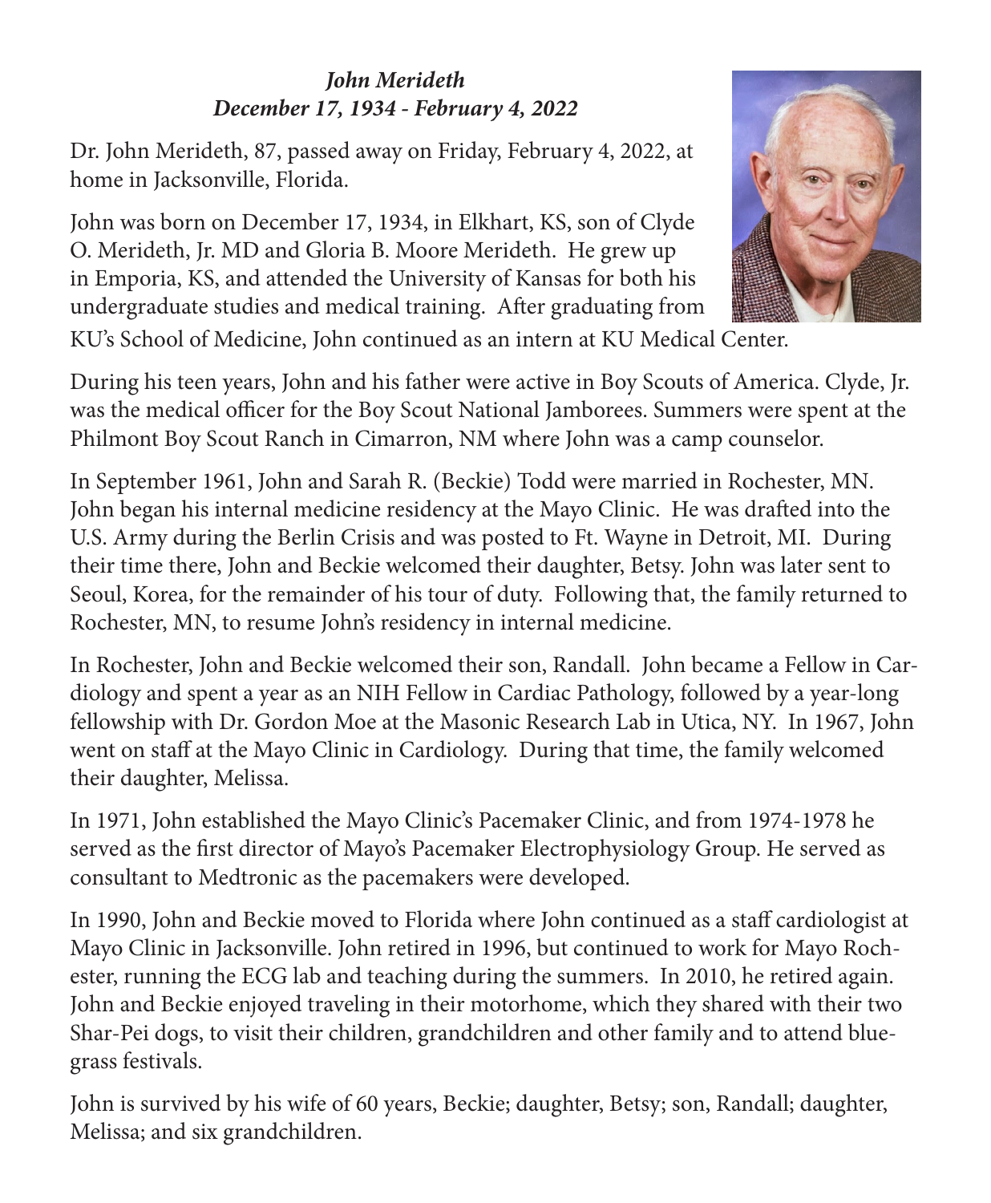***John Merideth***
***December 17, 1934 - February 4, 2022***

Dr. John Merideth, 87, passed away on Friday, February 4, 2022, at home in Jacksonville, Florida.

John was born on December 17, 1934, in Elkhart, KS, son of Clyde O. Merideth, Jr. MD and Gloria B. Moore Merideth. He grew up in Emporia, KS, and attended the University of Kansas for both his undergraduate studies and medical training. After graduating from KU's School of Medicine, John continued as an intern at KU Medical Center.

During his teen years, John and his father were active in Boy Scouts of America. Clyde, Jr. was the medical officer for the Boy Scout National Jamborees. Summers were spent at the Philmont Boy Scout Ranch in Cimarron, NM where John was a camp counselor.

In September 1961, John and Sarah R. (Beckie) Todd were married in Rochester, MN. John began his internal medicine residency at the Mayo Clinic. He was drafted into the U.S. Army during the Berlin Crisis and was posted to Ft. Wayne in Detroit, MI. During their time there, John and Beckie welcomed their daughter, Betsy. John was later sent to Seoul, Korea, for the remainder of his tour of duty. Following that, the family returned to Rochester, MN, to resume John's residency in internal medicine.

In Rochester, John and Beckie welcomed their son, Randall. John became a Fellow in Cardiology and spent a year as an NIH Fellow in Cardiac Pathology, followed by a year-long fellowship with Dr. Gordon Moe at the Masonic Research Lab in Utica, NY. In 1967, John went on staff at the Mayo Clinic in Cardiology. During that time, the family welcomed their daughter, Melissa.

In 1971, John established the Mayo Clinic's Pacemaker Clinic, and from 1974-1978 he served as the first director of Mayo's Pacemaker Electrophysiology Group. He served as consultant to Medtronic as the pacemakers were developed.

In 1990, John and Beckie moved to Florida where John continued as a staff cardiologist at Mayo Clinic in Jacksonville. John retired in 1996, but continued to work for Mayo Rochester, running the ECG lab and teaching during the summers. In 2010, he retired again. John and Beckie enjoyed traveling in their motorhome, which they shared with their two Shar-Pei dogs, to visit their children, grandchildren and other family and to attend bluegrass festivals.

John is survived by his wife of 60 years, Beckie; daughter, Betsy; son, Randall; daughter, Melissa; and six grandchildren.